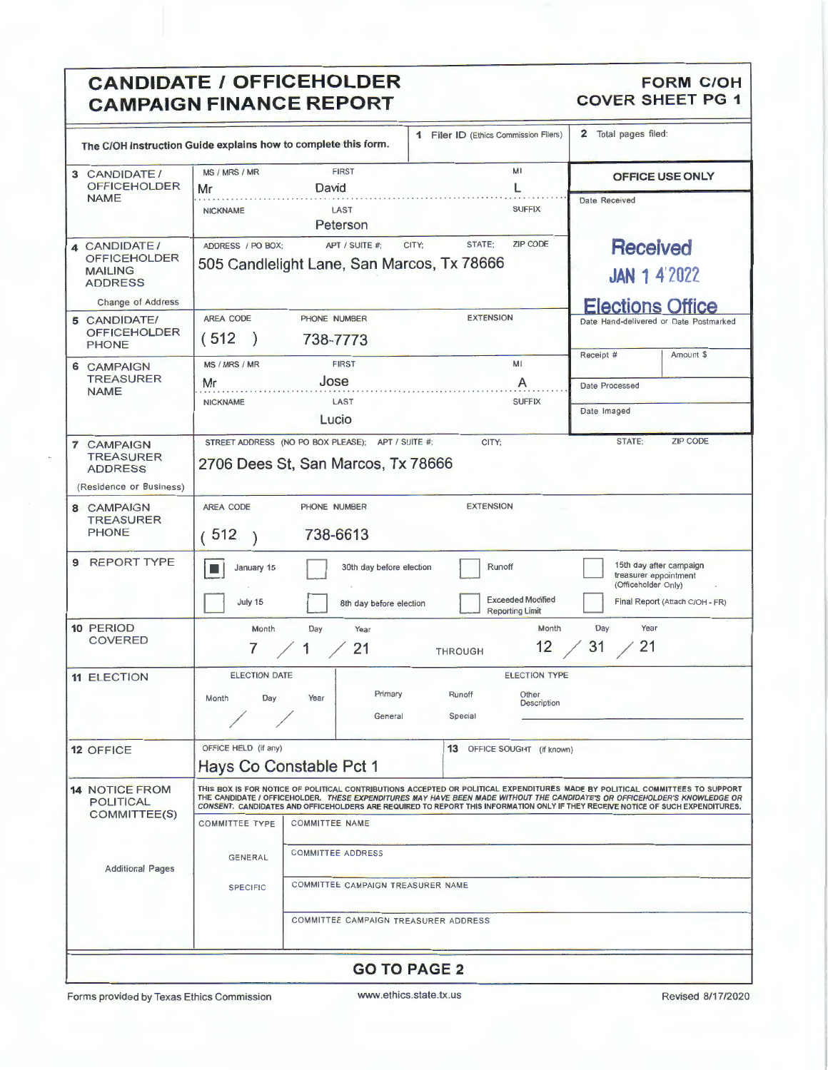# CANDIDATE / OFFICEHOLDER CAMPAIGN FINANCE REPORT

**FORM C/OH COVER SHEET PG 1**

The C/OH Instruction Guide explains how to complete this form.

**1** Filer ID (Ethics Commission Filers):

**2** Total pages filed:

| | | | |
|---|---|---|---|
| **3 CANDIDATE / OFFICEHOLDER NAME** | MS / MRS / MR: Mr | FIRST: David | MI: L |
| | NICKNAME: | LAST: Peterson | SUFFIX: |
| **4 CANDIDATE / OFFICEHOLDER MAILING ADDRESS** (Change of Address) | ADDRESS / PO BOX; APT / SUITE #; CITY; STATE; ZIP CODE: 505 Candlelight Lane, San Marcos, Tx 78666 | | |
| **5 CANDIDATE/ OFFICEHOLDER PHONE** | AREA CODE: (512) | PHONE NUMBER: 738-7773 | EXTENSION: |
| **6 CAMPAIGN TREASURER NAME** | MS / MRS / MR: Mr | FIRST: Jose | MI: A |
| | NICKNAME: | LAST: Lucio | SUFFIX: |
| **7 CAMPAIGN TREASURER ADDRESS** (Residence or Business) | STREET ADDRESS (NO PO BOX PLEASE); APT / SUITE #; CITY; STATE; ZIP CODE: 2706 Dees St, San Marcos, Tx 78666 | | |
| **8 CAMPAIGN TREASURER PHONE** | AREA CODE: (512) | PHONE NUMBER: 738-6613 | EXTENSION: |

**OFFICE USE ONLY**

Date Received:

Received JAN 14 2022 Elections Office

Date Hand-delivered or Date Postmarked

Receipt # | Amount $

Date Processed

Date Imaged

**9 REPORT TYPE**

| | | | |
|---|---|---|---|
| ☒ January 15 | ☐ 30th day before election | ☐ Runoff | ☐ 15th day after campaign treasurer appointment (Officeholder Only) |
| ☐ July 15 | ☐ 8th day before election | ☐ Exceeded Modified Reporting Limit | ☐ Final Report (Attach C/OH - FR) |

**10 PERIOD COVERED**

Month / Day / Year: 7 / 1 / 21 THROUGH Month / Day / Year: 12 / 31 / 21

**11 ELECTION**

ELECTION DATE: Month / Day / Year: / /

ELECTION TYPE: Primary | Runoff | Other Description | General | Special

**12 OFFICE** — OFFICE HELD (if any): Hays Co Constable Pct 1

**13** OFFICE SOUGHT (if known):

**14 NOTICE FROM POLITICAL COMMITTEE(S)**

THIS BOX IS FOR NOTICE OF POLITICAL CONTRIBUTIONS ACCEPTED OR POLITICAL EXPENDITURES MADE BY POLITICAL COMMITTEES TO SUPPORT THE CANDIDATE / OFFICEHOLDER. *THESE EXPENDITURES MAY HAVE BEEN MADE WITHOUT THE CANDIDATE'S OR OFFICEHOLDER'S KNOWLEDGE OR CONSENT.* CANDIDATES AND OFFICEHOLDERS ARE REQUIRED TO REPORT THIS INFORMATION ONLY IF THEY RECEIVE NOTICE OF SUCH EXPENDITURES.

| COMMITTEE TYPE | |
|---|---|
| | COMMITTEE NAME |
| GENERAL | COMMITTEE ADDRESS |
| SPECIFIC | COMMITTEE CAMPAIGN TREASURER NAME |
| | COMMITTEE CAMPAIGN TREASURER ADDRESS |

Additional Pages

**GO TO PAGE 2**

Forms provided by Texas Ethics Commission | www.ethics.state.tx.us | Revised 8/17/2020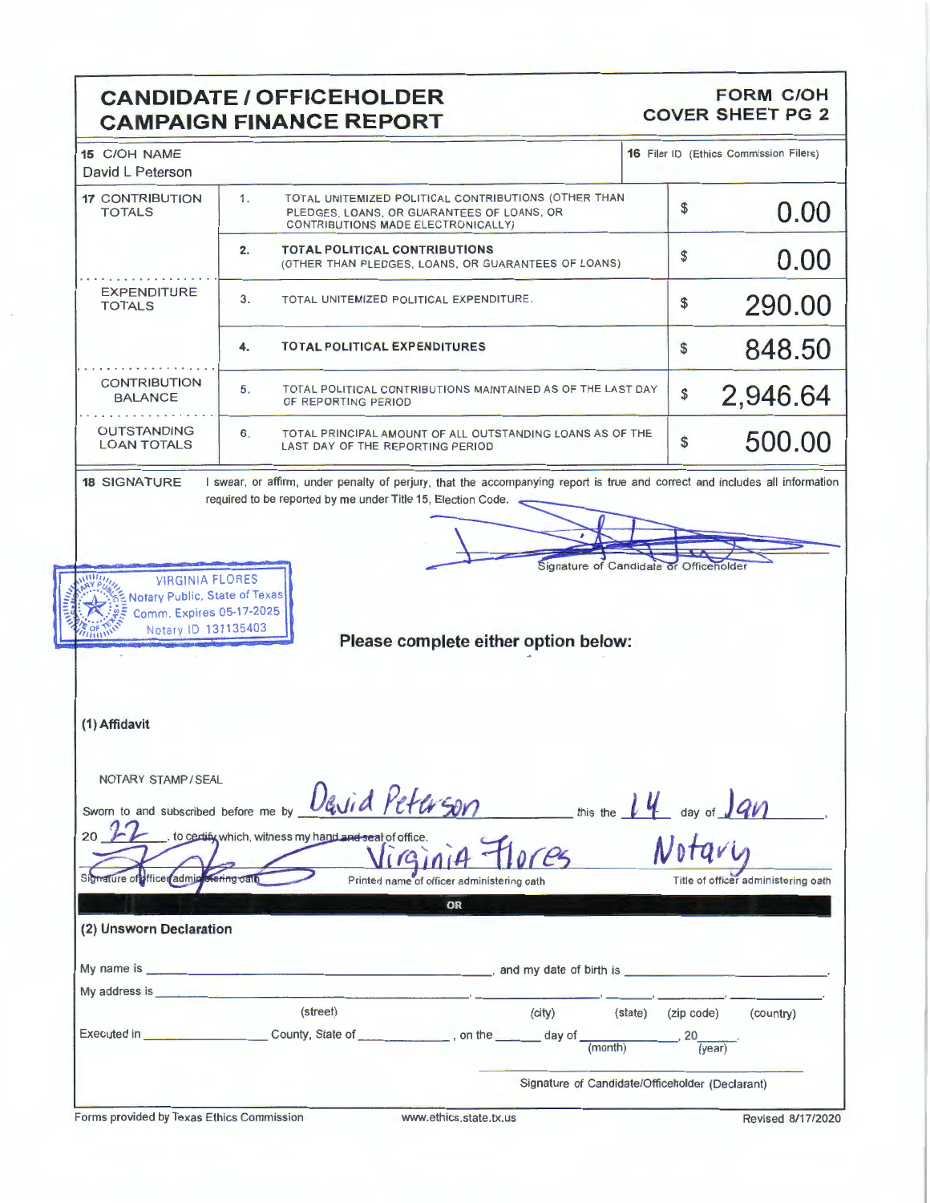# CANDIDATE / OFFICEHOLDER CAMPAIGN FINANCE REPORT

**FORM C/OH COVER SHEET PG 2**

| **15** C/OH NAME | **16** Filer ID (Ethics Commission Filers) |
|---|---|
| David L Peterson | |

| | | | |
|---|---|---|---|
| **17** CONTRIBUTION TOTALS | 1. | TOTAL UNITEMIZED POLITICAL CONTRIBUTIONS (OTHER THAN PLEDGES, LOANS, OR GUARANTEES OF LOANS, OR CONTRIBUTIONS MADE ELECTRONICALLY) | $ 0.00 |
| | 2. | **TOTAL POLITICAL CONTRIBUTIONS** (OTHER THAN PLEDGES, LOANS, OR GUARANTEES OF LOANS) | $ 0.00 |
| EXPENDITURE TOTALS | 3. | TOTAL UNITEMIZED POLITICAL EXPENDITURE. | $ 290.00 |
| | 4. | **TOTAL POLITICAL EXPENDITURES** | $ 848.50 |
| CONTRIBUTION BALANCE | 5. | TOTAL POLITICAL CONTRIBUTIONS MAINTAINED AS OF THE LAST DAY OF REPORTING PERIOD | $ 2,946.64 |
| OUTSTANDING LOAN TOTALS | 6. | TOTAL PRINCIPAL AMOUNT OF ALL OUTSTANDING LOANS AS OF THE LAST DAY OF THE REPORTING PERIOD | $ 500.00 |

**18** SIGNATURE

I swear, or affirm, under penalty of perjury, that the accompanying report is true and correct and includes all information required to be reported by me under Title 15, Election Code.

[signature]

Signature of Candidate or Officeholder

VIRGINIA FLORES
Notary Public, State of Texas
Comm. Expires 05-17-2025
Notary ID 131135403

**Please complete either option below:**

**(1) Affidavit**

NOTARY STAMP / SEAL

Sworn to and subscribed before me by David Peterson this the 14 day of Jan, 20 22, to certify which, witness my hand ~~and seal~~ of office.

[signature] — Signature of officer administering oath

Virginia Flores — Printed name of officer administering oath

Notary — Title of officer administering oath

**OR**

**(2) Unsworn Declaration**

My name is ______________________, and my date of birth is ______________.

My address is ______________________, ______________, ________, ________, ________.
(street) (city) (state) (zip code) (country)

Executed in ______________ County, State of ______________, on the ______ day of ______________ (month), 20______ (year).

______________________
Signature of Candidate/Officeholder (Declarant)

Forms provided by Texas Ethics Commission www.ethics.state.tx.us Revised 8/17/2020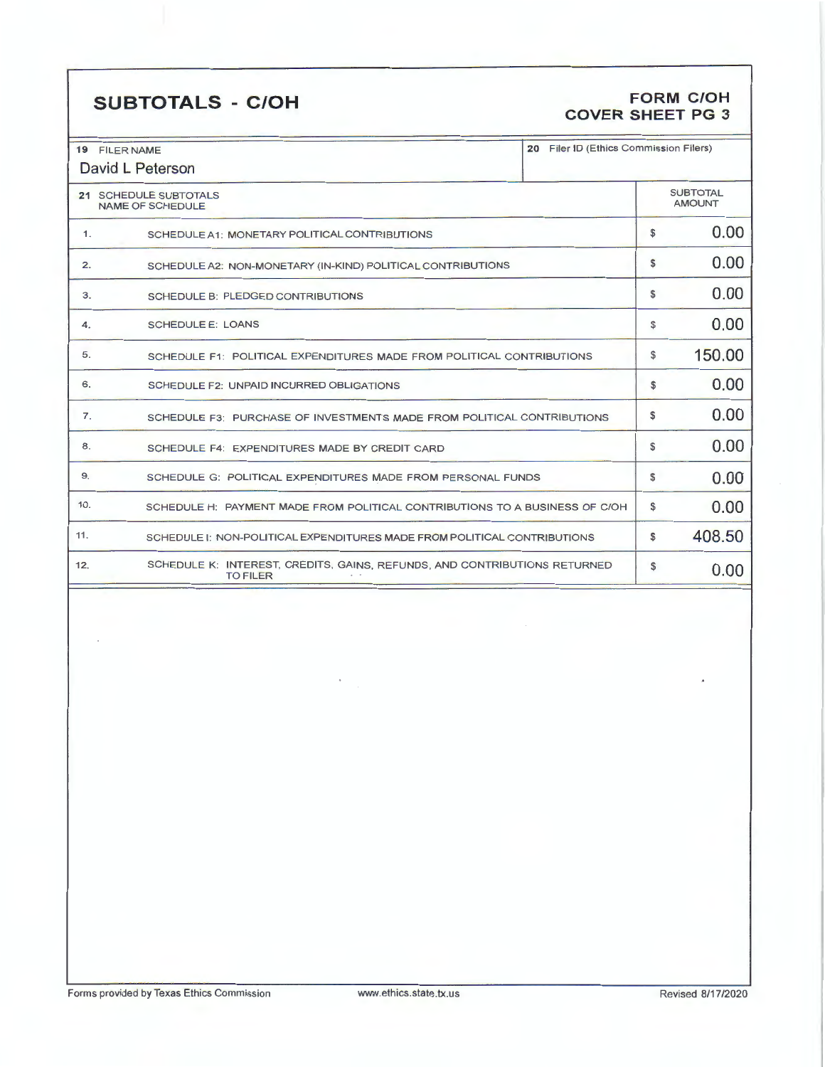## SUBTOTALS - C/OH

**FORM C/OH**
**COVER SHEET PG 3**

| 19 FILER NAME | 20 Filer ID (Ethics Commission Filers) |
|---|---|
| David L Peterson | |

| 21 SCHEDULE SUBTOTALS NAME OF SCHEDULE | | SUBTOTAL AMOUNT |
|---|---|---|
| 1. | SCHEDULE A1: MONETARY POLITICAL CONTRIBUTIONS | $ 0.00 |
| 2. | SCHEDULE A2: NON-MONETARY (IN-KIND) POLITICAL CONTRIBUTIONS | $ 0.00 |
| 3. | SCHEDULE B: PLEDGED CONTRIBUTIONS | $ 0.00 |
| 4. | SCHEDULE E: LOANS | $ 0.00 |
| 5. | SCHEDULE F1: POLITICAL EXPENDITURES MADE FROM POLITICAL CONTRIBUTIONS | $ 150.00 |
| 6. | SCHEDULE F2: UNPAID INCURRED OBLIGATIONS | $ 0.00 |
| 7. | SCHEDULE F3: PURCHASE OF INVESTMENTS MADE FROM POLITICAL CONTRIBUTIONS | $ 0.00 |
| 8. | SCHEDULE F4: EXPENDITURES MADE BY CREDIT CARD | $ 0.00 |
| 9. | SCHEDULE G: POLITICAL EXPENDITURES MADE FROM PERSONAL FUNDS | $ 0.00 |
| 10. | SCHEDULE H: PAYMENT MADE FROM POLITICAL CONTRIBUTIONS TO A BUSINESS OF C/OH | $ 0.00 |
| 11. | SCHEDULE I: NON-POLITICAL EXPENDITURES MADE FROM POLITICAL CONTRIBUTIONS | $ 408.50 |
| 12. | SCHEDULE K: INTEREST, CREDITS, GAINS, REFUNDS, AND CONTRIBUTIONS RETURNED TO FILER | $ 0.00 |

Forms provided by Texas Ethics Commission www.ethics.state.tx.us Revised 8/17/2020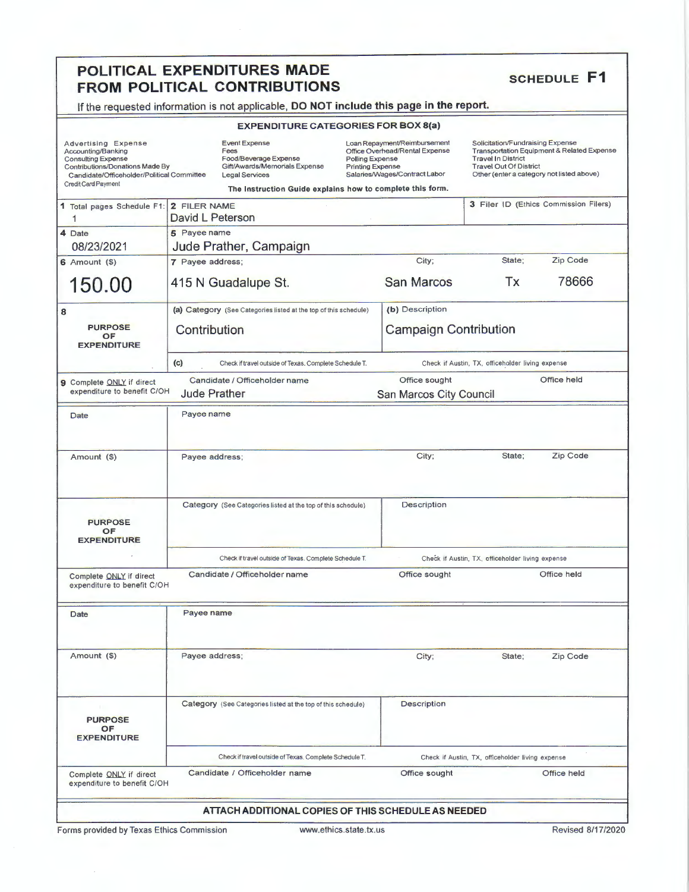# POLITICAL EXPENDITURES MADE FROM POLITICAL CONTRIBUTIONS

## SCHEDULE F1

If the requested information is not applicable, **DO NOT include this page in the report.**

### EXPENDITURE CATEGORIES FOR BOX 8(a)

| | | | |
|---|---|---|---|
| Advertising Expense | Event Expense | Loan Repayment/Reimbursement | Solicitation/Fundraising Expense |
| Accounting/Banking | Fees | Office Overhead/Rental Expense | Transportation Equipment & Related Expense |
| Consulting Expense | Food/Beverage Expense | Polling Expense | Travel In District |
| Contributions/Donations Made By Candidate/Officeholder/Political Committee | Gift/Awards/Memorials Expense | Printing Expense | Travel Out Of District |
| Credit Card Payment | Legal Services | Salaries/Wages/Contract Labor | Other (enter a category not listed above) |

**The Instruction Guide explains how to complete this form.**

| | | | | |
|---|---|---|---|---|
| 1 Total pages Schedule F1: 1 | 2 FILER NAME David L Peterson | | 3 Filer ID (Ethics Commission Filers) | |
| 4 Date 08/23/2021 | 5 Payee name Jude Prather, Campaign | | | |
| 6 Amount ($) 150.00 | 7 Payee address; 415 N Guadalupe St. | City; San Marcos | State; Tx | Zip Code 78666 |
| 8 PURPOSE OF EXPENDITURE | (a) Category (See Categories listed at the top of this schedule) Contribution | (b) Description Campaign Contribution | | |
| | (c) Check if travel outside of Texas. Complete Schedule T. | Check if Austin, TX, officeholder living expense | | |
| 9 Complete ONLY if direct expenditure to benefit C/OH | Candidate / Officeholder name Jude Prather | Office sought San Marcos City Council | Office held | |

| | | | | |
|---|---|---|---|---|
| Date | Payee name | | | |
| Amount ($) | Payee address; | City; | State; | Zip Code |
| PURPOSE OF EXPENDITURE | Category (See Categories listed at the top of this schedule) | Description | | |
| | Check if travel outside of Texas. Complete Schedule T. | Check if Austin, TX, officeholder living expense | | |
| Complete ONLY if direct expenditure to benefit C/OH | Candidate / Officeholder name | Office sought | Office held | |

| | | | | |
|---|---|---|---|---|
| Date | Payee name | | | |
| Amount ($) | Payee address; | City; | State; | Zip Code |
| PURPOSE OF EXPENDITURE | Category (See Categories listed at the top of this schedule) | Description | | |
| | Check if travel outside of Texas. Complete Schedule T. | Check if Austin, TX, officeholder living expense | | |
| Complete ONLY if direct expenditure to benefit C/OH | Candidate / Officeholder name | Office sought | Office held | |

**ATTACH ADDITIONAL COPIES OF THIS SCHEDULE AS NEEDED**

Forms provided by Texas Ethics Commission www.ethics.state.tx.us Revised 8/17/2020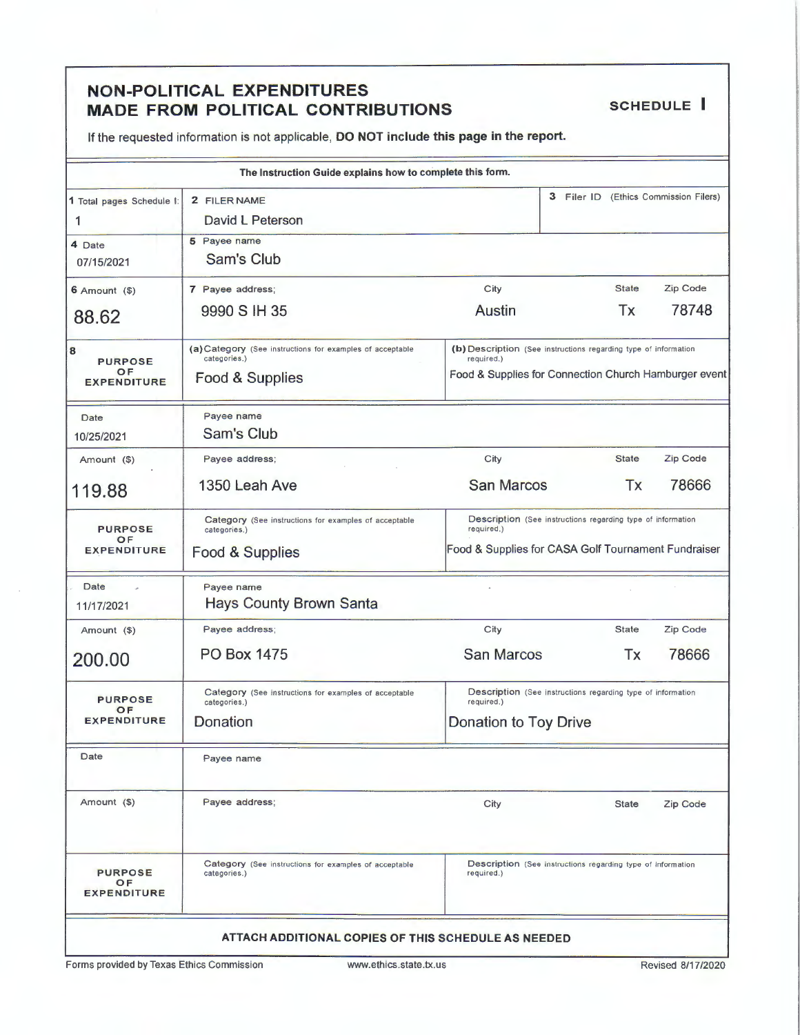# NON-POLITICAL EXPENDITURES MADE FROM POLITICAL CONTRIBUTIONS

**SCHEDULE I**

If the requested information is not applicable, **DO NOT include this page in the report.**

**The Instruction Guide explains how to complete this form.**

| | | | | | |
|---|---|---|---|---|---|
| 1 Total pages Schedule I: 1 | 2 FILER NAME David L Peterson | | 3 Filer ID (Ethics Commission Filers) | | |
| 4 Date 07/15/2021 | 5 Payee name Sam's Club | | | | |
| 6 Amount ($) 88.62 | 7 Payee address; 9990 S IH 35 | City Austin | | State Tx | Zip Code 78748 |
| 8 PURPOSE OF EXPENDITURE | (a) Category (See instructions for examples of acceptable categories.) Food & Supplies | (b) Description (See instructions regarding type of information required.) Food & Supplies for Connection Church Hamburger event | | | |
| Date 10/25/2021 | Payee name Sam's Club | | | | |
| Amount ($) 119.88 | Payee address; 1350 Leah Ave | City San Marcos | | State Tx | Zip Code 78666 |
| PURPOSE OF EXPENDITURE | Category (See instructions for examples of acceptable categories.) Food & Supplies | Description (See instructions regarding type of information required.) Food & Supplies for CASA Golf Tournament Fundraiser | | | |
| Date 11/17/2021 | Payee name Hays County Brown Santa | | | | |
| Amount ($) 200.00 | Payee address; PO Box 1475 | City San Marcos | | State Tx | Zip Code 78666 |
| PURPOSE OF EXPENDITURE | Category (See instructions for examples of acceptable categories.) Donation | Description (See instructions regarding type of information required.) Donation to Toy Drive | | | |
| Date | Payee name | | | | |
| Amount ($) | Payee address; | City | | State | Zip Code |
| PURPOSE OF EXPENDITURE | Category (See instructions for examples of acceptable categories.) | Description (See instructions regarding type of information required.) | | | |

**ATTACH ADDITIONAL COPIES OF THIS SCHEDULE AS NEEDED**

Forms provided by Texas Ethics Commission www.ethics.state.tx.us Revised 8/17/2020